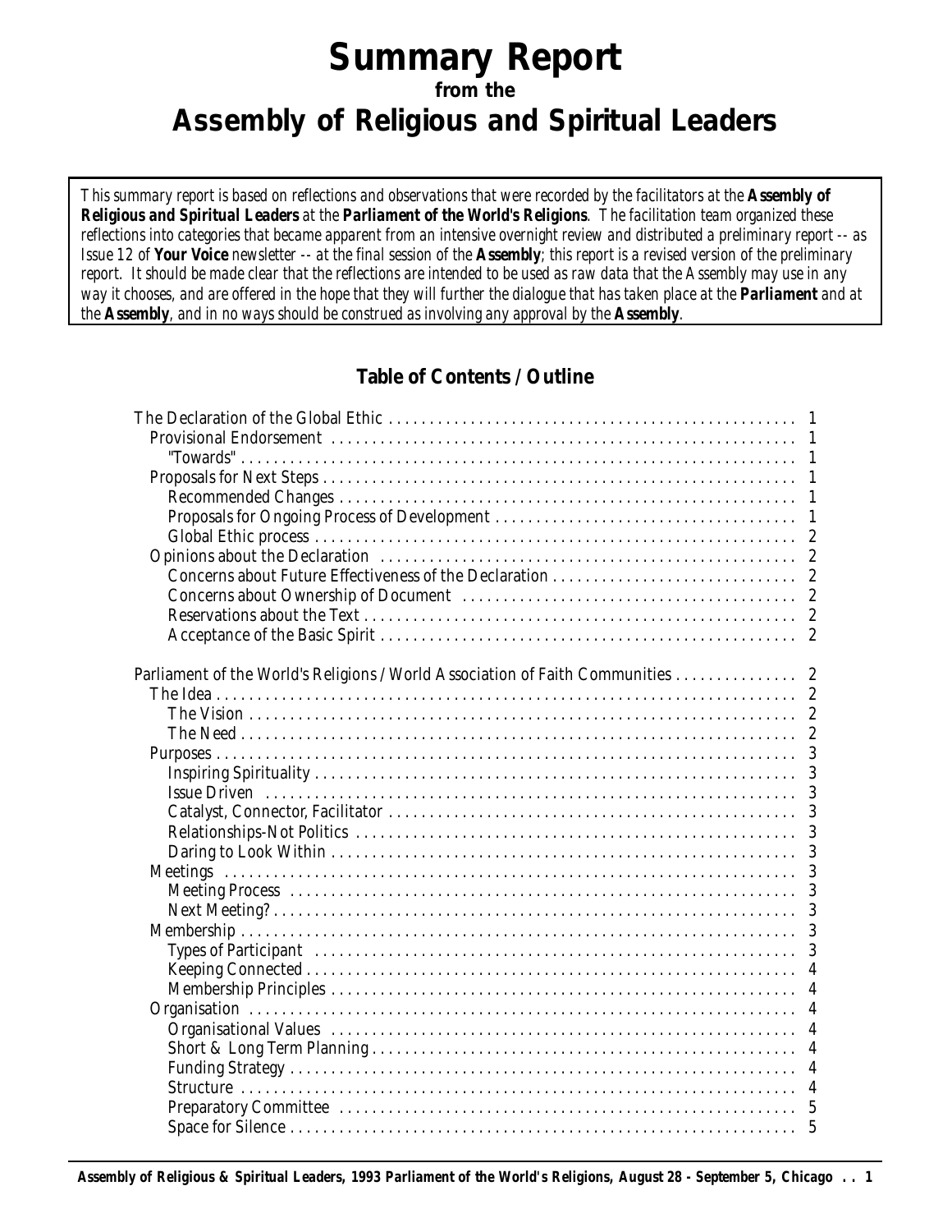# Summary Report

**from the**

# Assembly of Religious and Spiritual Leaders

*This summary report is based on reflections and observations that were recorded by the facilitators at the **Assembly of Religious and Spiritual Leaders** at the **Parliament of the World's Religions**. The facilitation team organized these reflections into categories that became apparent from an intensive overnight review and distributed a preliminary report -- as Issue 12 of **Your Voice** newsletter -- at the final session of the **Assembly**; this report is a revised version of the preliminary report. It should be made clear that the reflections are intended to be used as raw data that the Assembly may use in any way it chooses, and are offered in the hope that they will further the dialogue that has taken place at the **Parliament** and at the **Assembly**, and in no ways should be construed as involving any approval by the **Assembly**.*

## Table of Contents / Outline

- The Declaration of the Global Ethic . . . . . 1
  - Provisional Endorsement . . . . . 1
    - "Towards" . . . . . 1
  - Proposals for Next Steps . . . . . 1
    - Recommended Changes . . . . . 1
    - Proposals for Ongoing Process of Development . . . . . 1
    - Global Ethic process . . . . . 2
  - Opinions about the Declaration . . . . . 2
    - Concerns about Future Effectiveness of the Declaration . . . . . 2
    - Concerns about Ownership of Document . . . . . 2
    - Reservations about the Text . . . . . 2
    - Acceptance of the Basic Spirit . . . . . 2
- Parliament of the World's Religions / World Association of Faith Communities . . . . . 2
  - The Idea . . . . . 2
    - The Vision . . . . . 2
    - The Need . . . . . 2
  - Purposes . . . . . 3
    - Inspiring Spirituality . . . . . 3
    - Issue Driven . . . . . 3
    - Catalyst, Connector, Facilitator . . . . . 3
    - Relationships-Not Politics . . . . . 3
    - Daring to Look Within . . . . . 3
  - Meetings . . . . . 3
    - Meeting Process . . . . . 3
    - Next Meeting? . . . . . 3
  - Membership . . . . . 3
    - Types of Participant . . . . . 3
    - Keeping Connected . . . . . 4
    - Membership Principles . . . . . 4
  - Organisation . . . . . 4
    - Organisational Values . . . . . 4
    - Short & Long Term Planning . . . . . 4
    - Funding Strategy . . . . . 4
    - Structure . . . . . 4
    - Preparatory Committee . . . . . 5
    - Space for Silence . . . . . 5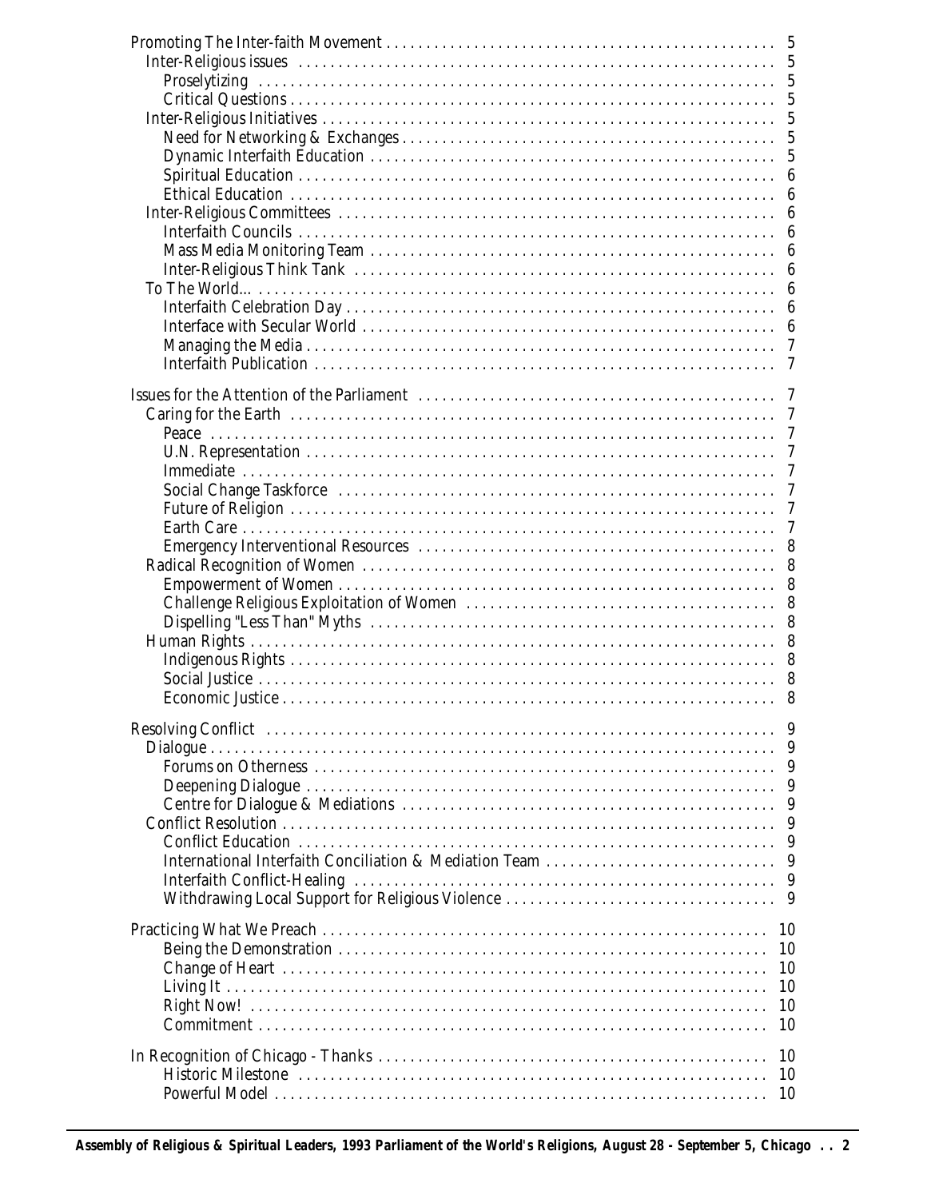- Promoting The Inter-faith Movement ..... 5
  - Inter-Religious issues ..... 5
    - Proselytizing ..... 5
    - Critical Questions ..... 5
  - Inter-Religious Initiatives ..... 5
    - Need for Networking & Exchanges ..... 5
    - Dynamic Interfaith Education ..... 5
    - Spiritual Education ..... 6
    - Ethical Education ..... 6
  - Inter-Religious Committees ..... 6
    - Interfaith Councils ..... 6
    - Mass Media Monitoring Team ..... 6
    - Inter-Religious Think Tank ..... 6
  - To The World... ..... 6
    - Interfaith Celebration Day ..... 6
    - Interface with Secular World ..... 6
    - Managing the Media ..... 7
    - Interfaith Publication ..... 7

- Issues for the Attention of the Parliament ..... 7
  - Caring for the Earth ..... 7
    - Peace ..... 7
    - U.N. Representation ..... 7
    - Immediate ..... 7
    - Social Change Taskforce ..... 7
    - Future of Religion ..... 7
    - Earth Care ..... 7
    - Emergency Interventional Resources ..... 8
  - Radical Recognition of Women ..... 8
    - Empowerment of Women ..... 8
    - Challenge Religious Exploitation of Women ..... 8
    - Dispelling "Less Than" Myths ..... 8
  - Human Rights ..... 8
    - Indigenous Rights ..... 8
    - Social Justice ..... 8
    - Economic Justice ..... 8

- Resolving Conflict ..... 9
  - Dialogue ..... 9
    - Forums on Otherness ..... 9
    - Deepening Dialogue ..... 9
    - Centre for Dialogue & Mediations ..... 9
  - Conflict Resolution ..... 9
    - Conflict Education ..... 9
    - International Interfaith Conciliation & Mediation Team ..... 9
    - Interfaith Conflict-Healing ..... 9
    - Withdrawing Local Support for Religious Violence ..... 9

- Practicing What We Preach ..... 10
    - Being the Demonstration ..... 10
    - Change of Heart ..... 10
    - Living It ..... 10
    - Right Now! ..... 10
    - Commitment ..... 10

- In Recognition of Chicago - Thanks ..... 10
    - Historic Milestone ..... 10
    - Powerful Model ..... 10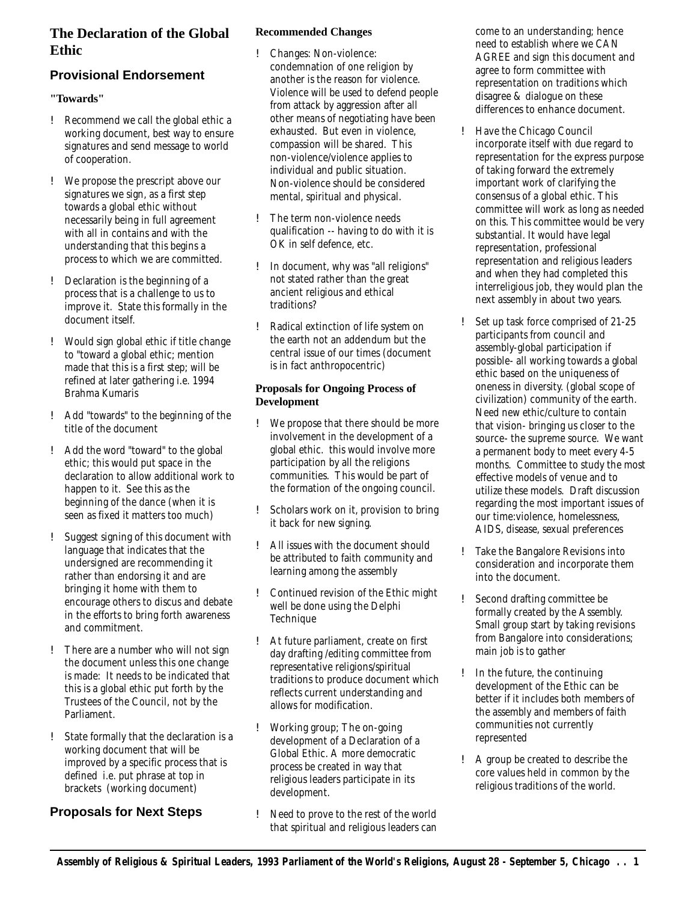## The Declaration of the Global Ethic

### Provisional Endorsement

**"Towards"**

- Recommend we call the global ethic a working document, best way to ensure signatures and send message to world of cooperation.
- We propose the prescript above our signatures we sign, as a first step towards a global ethic without necessarily being in full agreement with all in contains and with the understanding that this begins a process to which we are committed.
- Declaration is the beginning of a process that is a challenge to us to improve it. State this formally in the document itself.
- Would sign global ethic if title change to "toward a global ethic; mention made that this is a first step; will be refined at later gathering i.e. 1994 Brahma Kumaris
- Add "towards" to the beginning of the title of the document
- Add the word "toward" to the global ethic; this would put space in the declaration to allow additional work to happen to it. See this as the beginning of the dance (when it is seen as fixed it matters too much)
- Suggest signing of this document with language that indicates that the undersigned are recommending it rather than endorsing it and are bringing it home with them to encourage others to discus and debate in the efforts to bring forth awareness and commitment.
- There are a number who will not sign the document unless this one change is made: It needs to be indicated that this is a global ethic put forth by the Trustees of the Council, not by the Parliament.
- State formally that the declaration is a working document that will be improved by a specific process that is defined i.e. put phrase at top in brackets (working document)

**Recommended Changes**

- Changes: Non-violence: condemnation of one religion by another is the reason for violence. Violence will be used to defend people from attack by aggression after all other means of negotiating have been exhausted. But even in violence, compassion will be shared. This non-violence/violence applies to individual and public situation. Non-violence should be considered mental, spiritual and physical.
- The term non-violence needs qualification -- having to do with it is OK in self defence, etc.
- In document, why was "all religions" not stated rather than the great ancient religious and ethical traditions?
- Radical extinction of life system on the earth not an addendum but the central issue of our times (document is in fact anthropocentric)

**Proposals for Ongoing Process of Development**

- We propose that there should be more involvement in the development of a global ethic. this would involve more participation by all the religions communities. This would be part of the formation of the ongoing council.
- Scholars work on it, provision to bring it back for new signing.
- All issues with the document should be attributed to faith community and learning among the assembly
- Continued revision of the Ethic might well be done using the Delphi Technique
- At future parliament, create on first day drafting /editing committee from representative religions/spiritual traditions to produce document which reflects current understanding and allows for modification.
- Working group; The on-going development of a Declaration of a Global Ethic. A more democratic process be created in way that religious leaders participate in its development.

### Proposals for Next Steps

- Need to prove to the rest of the world that spiritual and religious leaders can come to an understanding; hence need to establish where we CAN AGREE and sign this document and agree to form committee with representation on traditions which disagree & dialogue on these differences to enhance document.
- Have the Chicago Council incorporate itself with due regard to representation for the express purpose of taking forward the extremely important work of clarifying the consensus of a global ethic. This committee will work as long as needed on this. This committee would be very substantial. It would have legal representation, professional representation and religious leaders and when they had completed this interreligious job, they would plan the next assembly in about two years.
- Set up task force comprised of 21-25 participants from council and assembly-global participation if possible- all working towards a global ethic based on the uniqueness of oneness in diversity. (global scope of civilization) community of the earth. Need new ethic/culture to contain that vision- bringing us closer to the source- the supreme source. We want a permanent body to meet every 4-5 months. Committee to study the most effective models of venue and to utilize these models. Draft discussion regarding the most important issues of our time:violence, homelessness, AIDS, disease, sexual preferences
- Take the Bangalore Revisions into consideration and incorporate them into the document.
- Second drafting committee be formally created by the Assembly. Small group start by taking revisions from Bangalore into considerations; main job is to gather
- In the future, the continuing development of the Ethic can be better if it includes both members of the assembly and members of faith communities not currently represented
- A group be created to describe the core values held in common by the religious traditions of the world.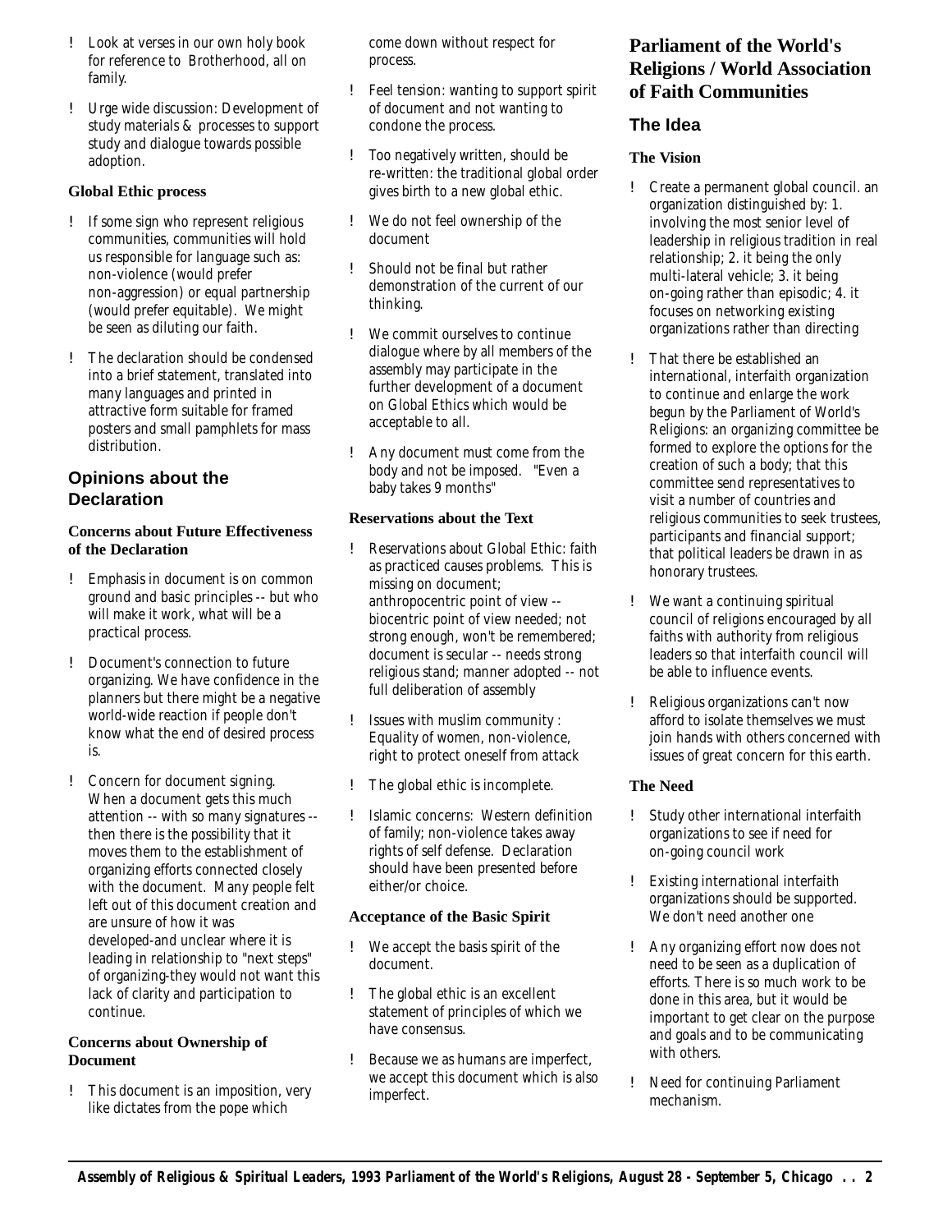- Look at verses in our own holy book for reference to Brotherhood, all on family.
- Urge wide discussion: Development of study materials & processes to support study and dialogue towards possible adoption.

#### Global Ethic process

- If some sign who represent religious communities, communities will hold us responsible for language such as: non-violence (would prefer non-aggression) or equal partnership (would prefer equitable). We might be seen as diluting our faith.
- The declaration should be condensed into a brief statement, translated into many languages and printed in attractive form suitable for framed posters and small pamphlets for mass distribution.

## Opinions about the Declaration

#### Concerns about Future Effectiveness of the Declaration

- Emphasis in document is on common ground and basic principles -- but who will make it work, what will be a practical process.
- Document's connection to future organizing. We have confidence in the planners but there might be a negative world-wide reaction if people don't know what the end of desired process is.
- Concern for document signing. When a document gets this much attention -- with so many signatures -- then there is the possibility that it moves them to the establishment of organizing efforts connected closely with the document. Many people felt left out of this document creation and are unsure of how it was developed-and unclear where it is leading in relationship to "next steps" of organizing-they would not want this lack of clarity and participation to continue.

#### Concerns about Ownership of Document

- This document is an imposition, very like dictates from the pope which come down without respect for process.
- Feel tension: wanting to support spirit of document and not wanting to condone the process.
- Too negatively written, should be re-written: the traditional global order gives birth to a new global ethic.
- We do not feel ownership of the document
- Should not be final but rather demonstration of the current of our thinking.
- We commit ourselves to continue dialogue where by all members of the assembly may participate in the further development of a document on Global Ethics which would be acceptable to all.
- Any document must come from the body and not be imposed. "Even a baby takes 9 months"

#### Reservations about the Text

- Reservations about Global Ethic: faith as practiced causes problems. This is missing on document; anthropocentric point of view -- biocentric point of view needed; not strong enough, won't be remembered; document is secular -- needs strong religious stand; manner adopted -- not full deliberation of assembly
- Issues with muslim community : Equality of women, non-violence, right to protect oneself from attack
- The global ethic is incomplete.
- Islamic concerns: Western definition of family; non-violence takes away rights of self defense. Declaration should have been presented before either/or choice.

#### Acceptance of the Basic Spirit

- We accept the basis spirit of the document.
- The global ethic is an excellent statement of principles of which we have consensus.
- Because we as humans are imperfect, we accept this document which is also imperfect.

# Parliament of the World's Religions / World Association of Faith Communities

## The Idea

#### The Vision

- Create a permanent global council. an organization distinguished by: 1. involving the most senior level of leadership in religious tradition in real relationship; 2. it being the only multi-lateral vehicle; 3. it being on-going rather than episodic; 4. it focuses on networking existing organizations rather than directing
- That there be established an international, interfaith organization to continue and enlarge the work begun by the Parliament of World's Religions: an organizing committee be formed to explore the options for the creation of such a body; that this committee send representatives to visit a number of countries and religious communities to seek trustees, participants and financial support; that political leaders be drawn in as honorary trustees.
- We want a continuing spiritual council of religions encouraged by all faiths with authority from religious leaders so that interfaith council will be able to influence events.
- Religious organizations can't now afford to isolate themselves we must join hands with others concerned with issues of great concern for this earth.

#### The Need

- Study other international interfaith organizations to see if need for on-going council work
- Existing international interfaith organizations should be supported. We don't need another one
- Any organizing effort now does not need to be seen as a duplication of efforts. There is so much work to be done in this area, but it would be important to get clear on the purpose and goals and to be communicating with others.
- Need for continuing Parliament mechanism.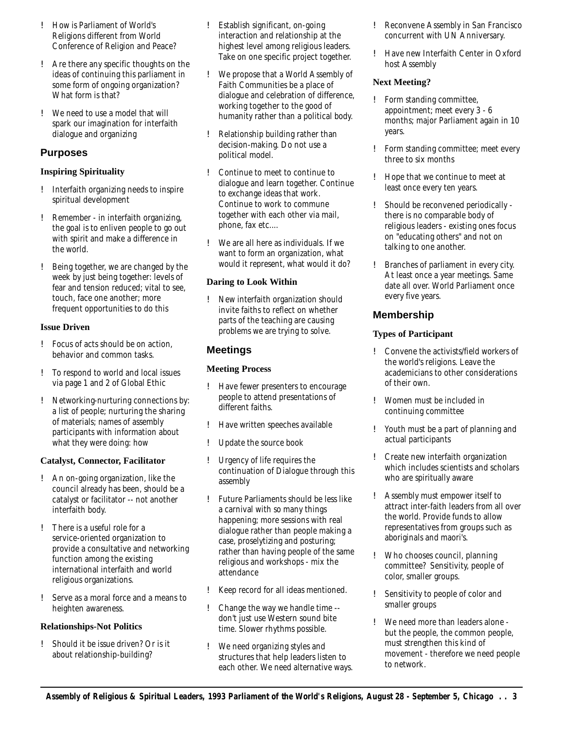- How is Parliament of World's Religions different from World Conference of Religion and Peace?
- Are there any specific thoughts on the ideas of continuing this parliament in some form of ongoing organization? What form is that?
- We need to use a model that will spark our imagination for interfaith dialogue and organizing

## Purposes

### Inspiring Spirituality

- Interfaith organizing needs to inspire spiritual development
- Remember - in interfaith organizing, the goal is to enliven people to go out with spirit and make a difference in the world.
- Being together, we are changed by the week by just being together: levels of fear and tension reduced; vital to see, touch, face one another; more frequent opportunities to do this

### Issue Driven

- Focus of acts should be on action, behavior and common tasks.
- To respond to world and local issues via page 1 and 2 of Global Ethic
- Networking-nurturing connections by: a list of people; nurturing the sharing of materials; names of assembly participants with information about what they were doing: how

### Catalyst, Connector, Facilitator

- An on-going organization, like the council already has been, should be a catalyst or facilitator -- not another interfaith body.
- There is a useful role for a service-oriented organization to provide a consultative and networking function among the existing international interfaith and world religious organizations.
- Serve as a moral force and a means to heighten awareness.

### Relationships-Not Politics

- Should it be issue driven? Or is it about relationship-building?
- Establish significant, on-going interaction and relationship at the highest level among religious leaders. Take on one specific project together.
- We propose that a World Assembly of Faith Communities be a place of dialogue and celebration of difference, working together to the good of humanity rather than a political body.
- Relationship building rather than decision-making. Do not use a political model.
- Continue to meet to continue to dialogue and learn together. Continue to exchange ideas that work. Continue to work to commune together with each other via mail, phone, fax etc....
- We are all here as individuals. If we want to form an organization, what would it represent, what would it do?

### Daring to Look Within

- New interfaith organization should invite faiths to reflect on whether parts of the teaching are causing problems we are trying to solve.

## Meetings

### Meeting Process

- Have fewer presenters to encourage people to attend presentations of different faiths.
- Have written speeches available
- Update the source book
- Urgency of life requires the continuation of Dialogue through this assembly
- Future Parliaments should be less like a carnival with so many things happening; more sessions with real dialogue rather than people making a case, proselytizing and posturing; rather than having people of the same religious and workshops - mix the attendance
- Keep record for all ideas mentioned.
- Change the way we handle time -- don't just use Western sound bite time. Slower rhythms possible.
- We need organizing styles and structures that help leaders listen to each other. We need alternative ways.
- Reconvene Assembly in San Francisco concurrent with UN Anniversary.
- Have new Interfaith Center in Oxford host Assembly

### Next Meeting?

- Form standing committee, appointment; meet every 3 - 6 months; major Parliament again in 10 years.
- Form standing committee; meet every three to six months
- Hope that we continue to meet at least once every ten years.
- Should be reconvened periodically - there is no comparable body of religious leaders - existing ones focus on "educating others" and not on talking to one another.
- Branches of parliament in every city. At least once a year meetings. Same date all over. World Parliament once every five years.

## Membership

### Types of Participant

- Convene the activists/field workers of the world's religions. Leave the academicians to other considerations of their own.
- Women must be included in continuing committee
- Youth must be a part of planning and actual participants
- Create new interfaith organization which includes scientists and scholars who are spiritually aware
- Assembly must empower itself to attract inter-faith leaders from all over the world. Provide funds to allow representatives from groups such as aboriginals and maori's.
- Who chooses council, planning committee? Sensitivity, people of color, smaller groups.
- Sensitivity to people of color and smaller groups
- We need more than leaders alone - but the people, the common people, must strengthen this kind of movement - therefore we need people to network.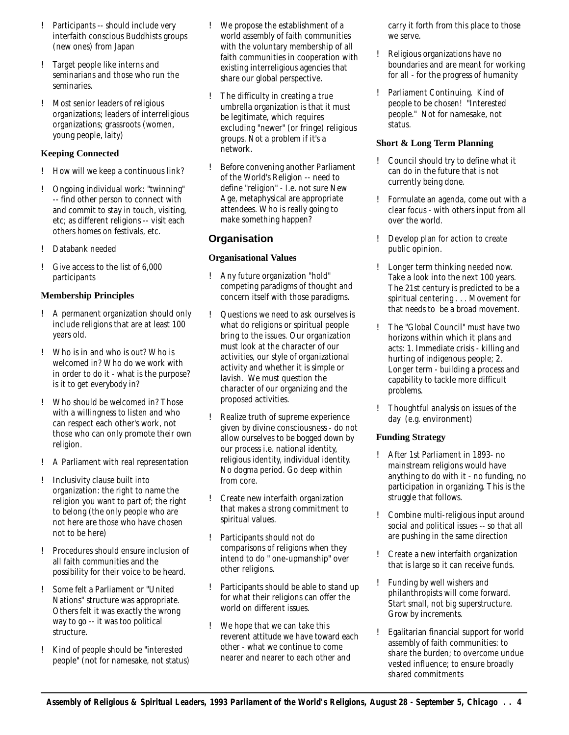- Participants -- should include very interfaith conscious Buddhists groups (new ones) from Japan
- Target people like interns and seminarians and those who run the seminaries.
- Most senior leaders of religious organizations; leaders of interreligious organizations; grassroots (women, young people, laity)

### Keeping Connected

- How will we keep a continuous link?
- Ongoing individual work: "twinning" -- find other person to connect with and commit to stay in touch, visiting, etc; as different religions -- visit each others homes on festivals, etc.
- Databank needed
- Give access to the list of 6,000 participants

### Membership Principles

- A permanent organization should only include religions that are at least 100 years old.
- Who is in and who is out? Who is welcomed in? Who do we work with in order to do it - what is the purpose? is it to get everybody in?
- Who should be welcomed in? Those with a willingness to listen and who can respect each other's work, not those who can only promote their own religion.
- A Parliament with real representation
- Inclusivity clause built into organization: the right to name the religion you want to part of; the right to belong (the only people who are not here are those who have chosen not to be here)
- Procedures should ensure inclusion of all faith communities and the possibility for their voice to be heard.
- Some felt a Parliament or "United Nations" structure was appropriate. Others felt it was exactly the wrong way to go -- it was too political structure.
- Kind of people should be "interested people" (not for namesake, not status)
- We propose the establishment of a world assembly of faith communities with the voluntary membership of all faith communities in cooperation with existing interreligious agencies that share our global perspective.
- The difficulty in creating a true umbrella organization is that it must be legitimate, which requires excluding "newer" (or fringe) religious groups. Not a problem if it's a network.
- Before convening another Parliament of the World's Religion -- need to define "religion" - I.e. not sure New Age, metaphysical are appropriate attendees. Who is really going to make something happen?

## Organisation

### Organisational Values

- Any future organization "hold" competing paradigms of thought and concern itself with those paradigms.
- Questions we need to ask ourselves is what do religions or spiritual people bring to the issues. Our organization must look at the character of our activities, our style of organizational activity and whether it is simple or lavish. We must question the character of our organizing and the proposed activities.
- Realize truth of supreme experience given by divine consciousness - do not allow ourselves to be bogged down by our process i.e. national identity, religious identity, individual identity. No dogma period. Go deep within from core.
- Create new interfaith organization that makes a strong commitment to spiritual values.
- Participants should not do comparisons of religions when they intend to do " one-upmanship" over other religions.
- Participants should be able to stand up for what their religions can offer the world on different issues.
- We hope that we can take this reverent attitude we have toward each other - what we continue to come nearer and nearer to each other and carry it forth from this place to those we serve.
- Religious organizations have no boundaries and are meant for working for all - for the progress of humanity
- Parliament Continuing. Kind of people to be chosen! "Interested people." Not for namesake, not status.

### Short & Long Term Planning

- Council should try to define what it can do in the future that is not currently being done.
- Formulate an agenda, come out with a clear focus - with others input from all over the world.
- Develop plan for action to create public opinion.
- Longer term thinking needed now. Take a look into the next 100 years. The 21st century is predicted to be a spiritual centering . . . Movement for that needs to be a broad movement.
- The "Global Council" must have two horizons within which it plans and acts: 1. Immediate crisis - killing and hurting of indigenous people; 2. Longer term - building a process and capability to tackle more difficult problems.
- Thoughtful analysis on issues of the day (e.g. environment)

### Funding Strategy

- After 1st Parliament in 1893- no mainstream religions would have anything to do with it - no funding, no participation in organizing. This is the struggle that follows.
- Combine multi-religious input around social and political issues -- so that all are pushing in the same direction
- Create a new interfaith organization that is large so it can receive funds.
- Funding by well wishers and philanthropists will come forward. Start small, not big superstructure. Grow by increments.
- Egalitarian financial support for world assembly of faith communities: to share the burden; to overcome undue vested influence; to ensure broadly shared commitments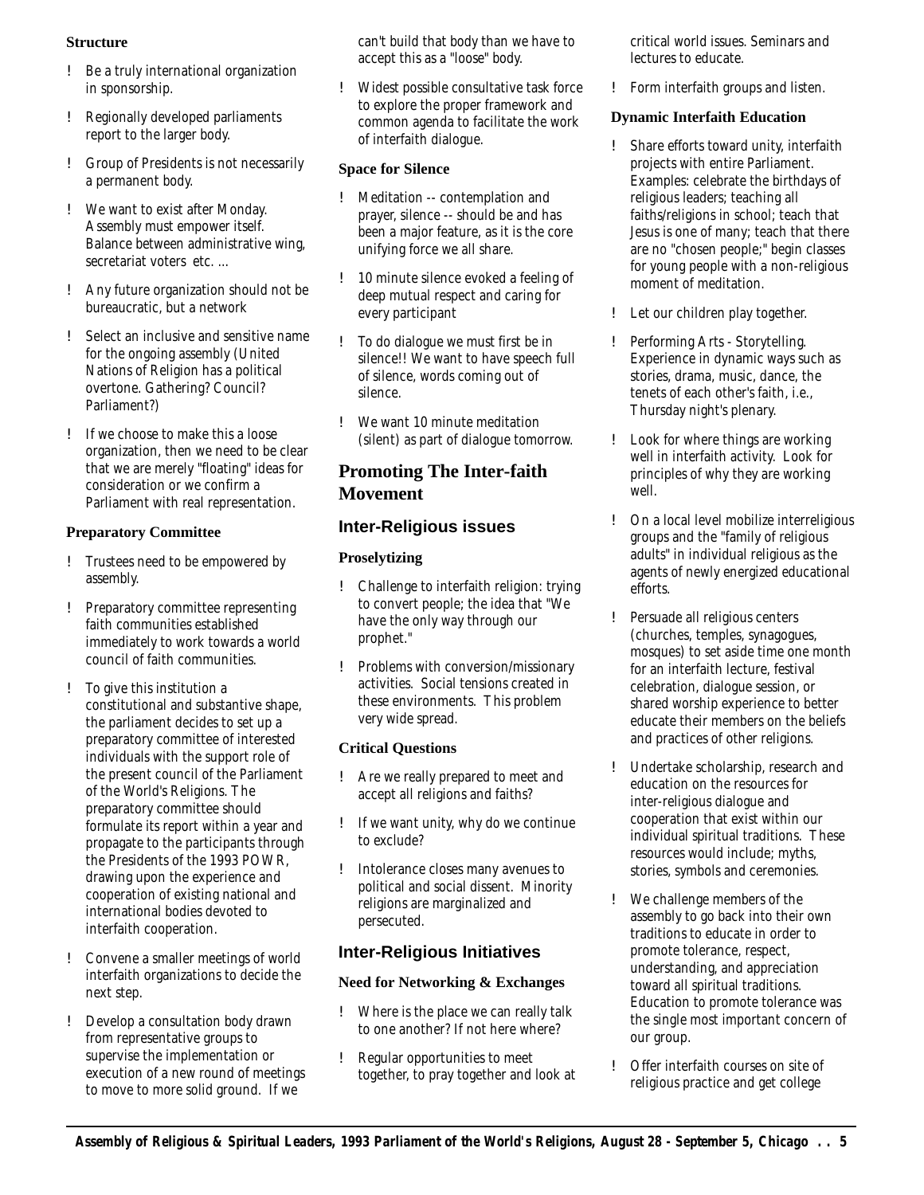### Structure

- Be a truly international organization in sponsorship.
- Regionally developed parliaments report to the larger body.
- Group of Presidents is not necessarily a permanent body.
- We want to exist after Monday. Assembly must empower itself. Balance between administrative wing, secretariat voters etc. ...
- Any future organization should not be bureaucratic, but a network
- Select an inclusive and sensitive name for the ongoing assembly (United Nations of Religion has a political overtone. Gathering? Council? Parliament?)
- If we choose to make this a loose organization, then we need to be clear that we are merely "floating" ideas for consideration or we confirm a Parliament with real representation.

### Preparatory Committee

- Trustees need to be empowered by assembly.
- Preparatory committee representing faith communities established immediately to work towards a world council of faith communities.
- To give this institution a constitutional and substantive shape, the parliament decides to set up a preparatory committee of interested individuals with the support role of the present council of the Parliament of the World's Religions. The preparatory committee should formulate its report within a year and propagate to the participants through the Presidents of the 1993 POWR, drawing upon the experience and cooperation of existing national and international bodies devoted to interfaith cooperation.
- Convene a smaller meetings of world interfaith organizations to decide the next step.
- Develop a consultation body drawn from representative groups to supervise the implementation or execution of a new round of meetings to move to more solid ground. If we can't build that body than we have to accept this as a "loose" body.
- Widest possible consultative task force to explore the proper framework and common agenda to facilitate the work of interfaith dialogue.

### Space for Silence

- Meditation -- contemplation and prayer, silence -- should be and has been a major feature, as it is the core unifying force we all share.
- 10 minute silence evoked a feeling of deep mutual respect and caring for every participant
- To do dialogue we must first be in silence!! We want to have speech full of silence, words coming out of silence.
- We want 10 minute meditation (silent) as part of dialogue tomorrow.

# Promoting The Inter-faith Movement

## Inter-Religious issues

### Proselytizing

- Challenge to interfaith religion: trying to convert people; the idea that "We have the only way through our prophet."
- Problems with conversion/missionary activities. Social tensions created in these environments. This problem very wide spread.

### Critical Questions

- Are we really prepared to meet and accept all religions and faiths?
- If we want unity, why do we continue to exclude?
- Intolerance closes many avenues to political and social dissent. Minority religions are marginalized and persecuted.

## Inter-Religious Initiatives

### Need for Networking & Exchanges

- Where is the place we can really talk to one another? If not here where?
- Regular opportunities to meet together, to pray together and look at critical world issues. Seminars and lectures to educate.
- Form interfaith groups and listen.

### Dynamic Interfaith Education

- Share efforts toward unity, interfaith projects with entire Parliament. Examples: celebrate the birthdays of religious leaders; teaching all faiths/religions in school; teach that Jesus is one of many; teach that there are no "chosen people;" begin classes for young people with a non-religious moment of meditation.
- Let our children play together.
- Performing Arts - Storytelling. Experience in dynamic ways such as stories, drama, music, dance, the tenets of each other's faith, i.e., Thursday night's plenary.
- Look for where things are working well in interfaith activity. Look for principles of why they are working well.
- On a local level mobilize interreligious groups and the "family of religious adults" in individual religious as the agents of newly energized educational efforts.
- Persuade all religious centers (churches, temples, synagogues, mosques) to set aside time one month for an interfaith lecture, festival celebration, dialogue session, or shared worship experience to better educate their members on the beliefs and practices of other religions.
- Undertake scholarship, research and education on the resources for inter-religious dialogue and cooperation that exist within our individual spiritual traditions. These resources would include; myths, stories, symbols and ceremonies.
- We challenge members of the assembly to go back into their own traditions to educate in order to promote tolerance, respect, understanding, and appreciation toward all spiritual traditions. Education to promote tolerance was the single most important concern of our group.
- Offer interfaith courses on site of religious practice and get college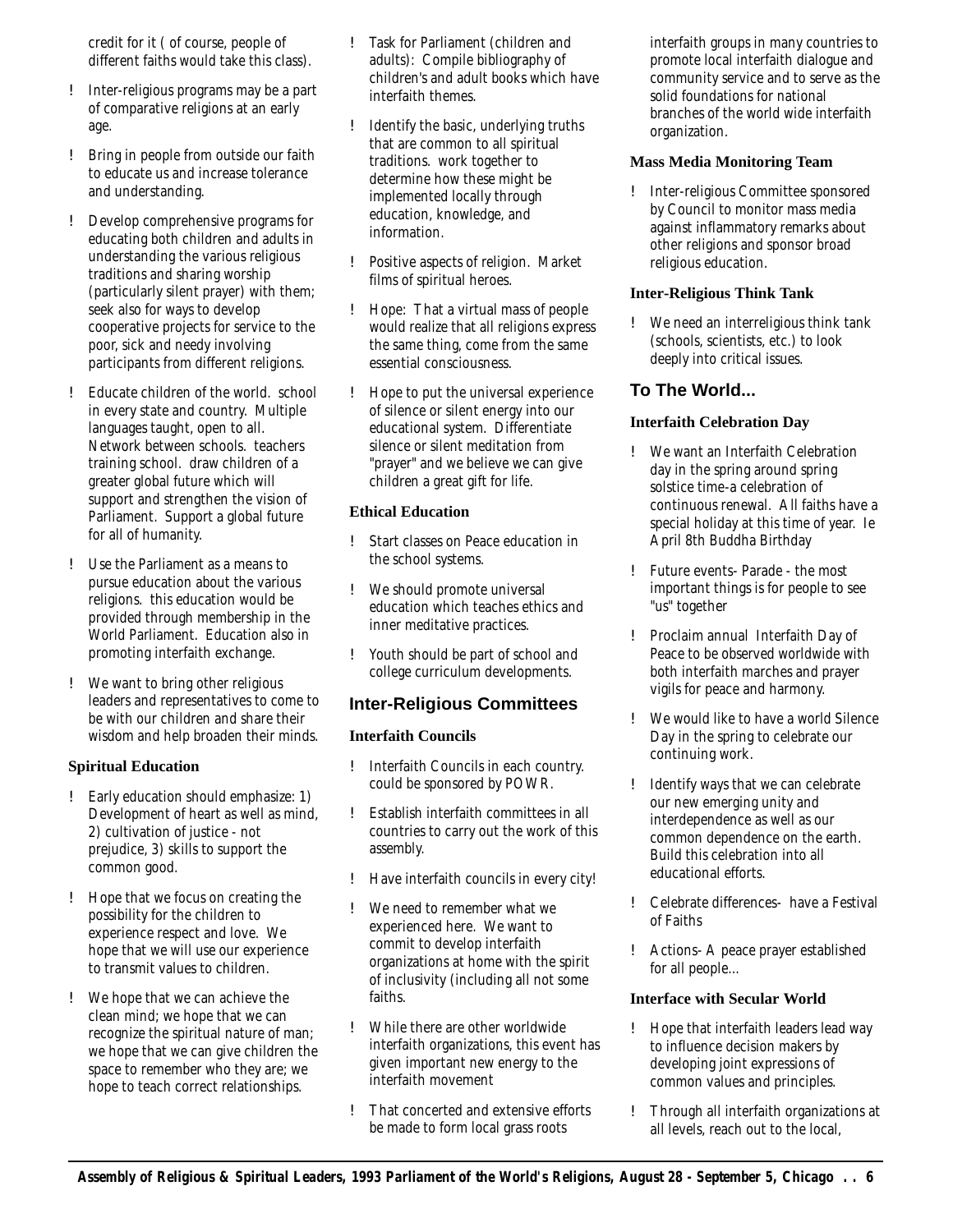credit for it ( of course, people of different faiths would take this class).

- Inter-religious programs may be a part of comparative religions at an early age.
- Bring in people from outside our faith to educate us and increase tolerance and understanding.
- Develop comprehensive programs for educating both children and adults in understanding the various religious traditions and sharing worship (particularly silent prayer) with them; seek also for ways to develop cooperative projects for service to the poor, sick and needy involving participants from different religions.
- Educate children of the world. school in every state and country. Multiple languages taught, open to all. Network between schools. teachers training school. draw children of a greater global future which will support and strengthen the vision of Parliament. Support a global future for all of humanity.
- Use the Parliament as a means to pursue education about the various religions. this education would be provided through membership in the World Parliament. Education also in promoting interfaith exchange.
- We want to bring other religious leaders and representatives to come to be with our children and share their wisdom and help broaden their minds.

### Spiritual Education

- Early education should emphasize: 1) Development of heart as well as mind, 2) cultivation of justice - not prejudice, 3) skills to support the common good.
- Hope that we focus on creating the possibility for the children to experience respect and love. We hope that we will use our experience to transmit values to children.
- We hope that we can achieve the clean mind; we hope that we can recognize the spiritual nature of man; we hope that we can give children the space to remember who they are; we hope to teach correct relationships.
- Task for Parliament (children and adults): Compile bibliography of children's and adult books which have interfaith themes.
- Identify the basic, underlying truths that are common to all spiritual traditions. work together to determine how these might be implemented locally through education, knowledge, and information.
- Positive aspects of religion. Market films of spiritual heroes.
- Hope: That a virtual mass of people would realize that all religions express the same thing, come from the same essential consciousness.
- Hope to put the universal experience of silence or silent energy into our educational system. Differentiate silence or silent meditation from "prayer" and we believe we can give children a great gift for life.

### Ethical Education

- Start classes on Peace education in the school systems.
- We should promote universal education which teaches ethics and inner meditative practices.
- Youth should be part of school and college curriculum developments.

## Inter-Religious Committees

### Interfaith Councils

- Interfaith Councils in each country. could be sponsored by POWR.
- Establish interfaith committees in all countries to carry out the work of this assembly.
- Have interfaith councils in every city!
- We need to remember what we experienced here. We want to commit to develop interfaith organizations at home with the spirit of inclusivity (including all not some faiths.
- While there are other worldwide interfaith organizations, this event has given important new energy to the interfaith movement
- That concerted and extensive efforts be made to form local grass roots interfaith groups in many countries to promote local interfaith dialogue and community service and to serve as the solid foundations for national branches of the world wide interfaith organization.

### Mass Media Monitoring Team

- Inter-religious Committee sponsored by Council to monitor mass media against inflammatory remarks about other religions and sponsor broad religious education.

### Inter-Religious Think Tank

- We need an interreligious think tank (schools, scientists, etc.) to look deeply into critical issues.

## To The World...

### Interfaith Celebration Day

- We want an Interfaith Celebration day in the spring around spring solstice time-a celebration of continuous renewal. All faiths have a special holiday at this time of year. Ie April 8th Buddha Birthday
- Future events- Parade - the most important things is for people to see "us" together
- Proclaim annual Interfaith Day of Peace to be observed worldwide with both interfaith marches and prayer vigils for peace and harmony.
- We would like to have a world Silence Day in the spring to celebrate our continuing work.
- Identify ways that we can celebrate our new emerging unity and interdependence as well as our common dependence on the earth. Build this celebration into all educational efforts.
- Celebrate differences- have a Festival of Faiths
- Actions- A peace prayer established for all people...

### Interface with Secular World

- Hope that interfaith leaders lead way to influence decision makers by developing joint expressions of common values and principles.
- Through all interfaith organizations at all levels, reach out to the local,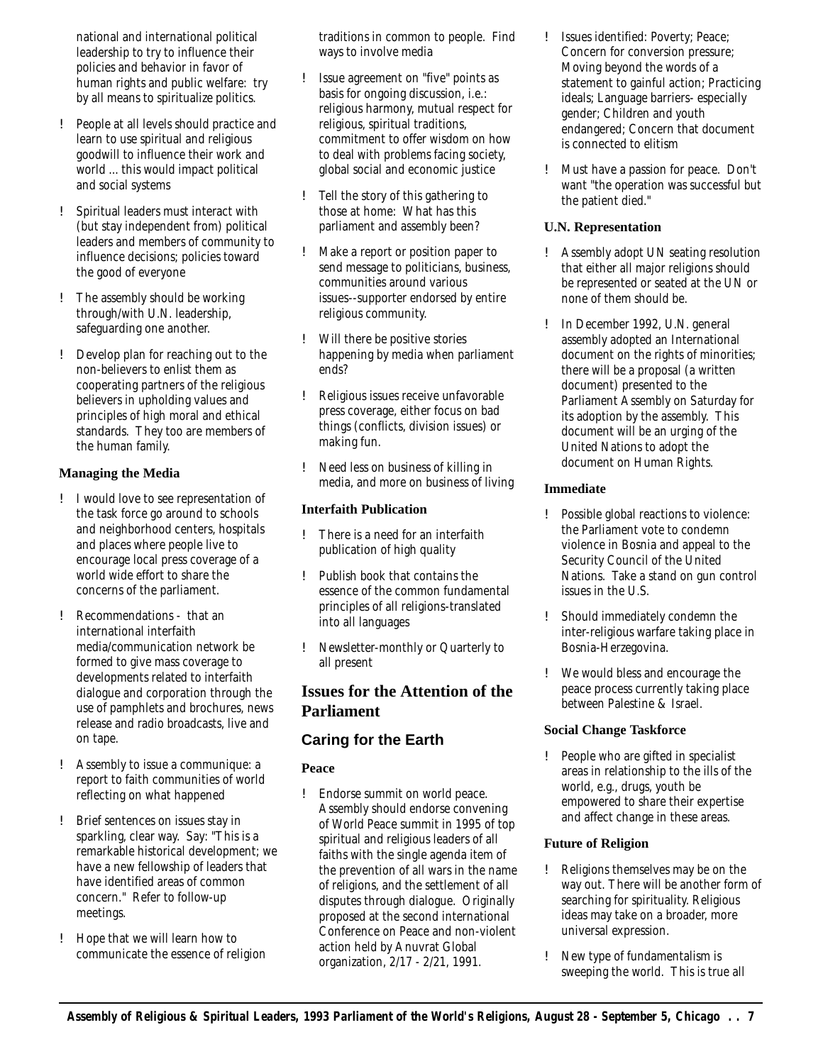national and international political leadership to try to influence their policies and behavior in favor of human rights and public welfare: try by all means to spiritualize politics.

- People at all levels should practice and learn to use spiritual and religious goodwill to influence their work and world ... this would impact political and social systems
- Spiritual leaders must interact with (but stay independent from) political leaders and members of community to influence decisions; policies toward the good of everyone
- The assembly should be working through/with U.N. leadership, safeguarding one another.
- Develop plan for reaching out to the non-believers to enlist them as cooperating partners of the religious believers in upholding values and principles of high moral and ethical standards. They too are members of the human family.

#### Managing the Media

- I would love to see representation of the task force go around to schools and neighborhood centers, hospitals and places where people live to encourage local press coverage of a world wide effort to share the concerns of the parliament.
- Recommendations - that an international interfaith media/communication network be formed to give mass coverage to developments related to interfaith dialogue and corporation through the use of pamphlets and brochures, news release and radio broadcasts, live and on tape.
- Assembly to issue a communique: a report to faith communities of world reflecting on what happened
- Brief sentences on issues stay in sparkling, clear way. Say: "This is a remarkable historical development; we have a new fellowship of leaders that have identified areas of common concern." Refer to follow-up meetings.
- Hope that we will learn how to communicate the essence of religion traditions in common to people. Find ways to involve media
- Issue agreement on "five" points as basis for ongoing discussion, i.e.: religious harmony, mutual respect for religious, spiritual traditions, commitment to offer wisdom on how to deal with problems facing society, global social and economic justice
- Tell the story of this gathering to those at home: What has this parliament and assembly been?
- Make a report or position paper to send message to politicians, business, communities around various issues--supporter endorsed by entire religious community.
- Will there be positive stories happening by media when parliament ends?
- Religious issues receive unfavorable press coverage, either focus on bad things (conflicts, division issues) or making fun.
- Need less on business of killing in media, and more on business of living

#### Interfaith Publication

- There is a need for an interfaith publication of high quality
- Publish book that contains the essence of the common fundamental principles of all religions-translated into all languages
- Newsletter-monthly or Quarterly to all present

## Issues for the Attention of the Parliament

## Caring for the Earth

#### Peace

- Endorse summit on world peace. Assembly should endorse convening of World Peace summit in 1995 of top spiritual and religious leaders of all faiths with the single agenda item of the prevention of all wars in the name of religions, and the settlement of all disputes through dialogue. Originally proposed at the second international Conference on Peace and non-violent action held by Anuvrat Global organization, 2/17 - 2/21, 1991.
- Issues identified: Poverty; Peace; Concern for conversion pressure; Moving beyond the words of a statement to gainful action; Practicing ideals; Language barriers- especially gender; Children and youth endangered; Concern that document is connected to elitism
- Must have a passion for peace. Don't want "the operation was successful but the patient died."

#### U.N. Representation

- Assembly adopt UN seating resolution that either all major religions should be represented or seated at the UN or none of them should be.
- In December 1992, U.N. general assembly adopted an International document on the rights of minorities; there will be a proposal (a written document) presented to the Parliament Assembly on Saturday for its adoption by the assembly. This document will be an urging of the United Nations to adopt the document on Human Rights.

#### Immediate

- Possible global reactions to violence: the Parliament vote to condemn violence in Bosnia and appeal to the Security Council of the United Nations. Take a stand on gun control issues in the U.S.
- Should immediately condemn the inter-religious warfare taking place in Bosnia-Herzegovina.
- We would bless and encourage the peace process currently taking place between Palestine & Israel.

#### Social Change Taskforce

- People who are gifted in specialist areas in relationship to the ills of the world, e.g., drugs, youth be empowered to share their expertise and affect change in these areas.

#### Future of Religion

- Religions themselves may be on the way out. There will be another form of searching for spirituality. Religious ideas may take on a broader, more universal expression.
- New type of fundamentalism is sweeping the world. This is true all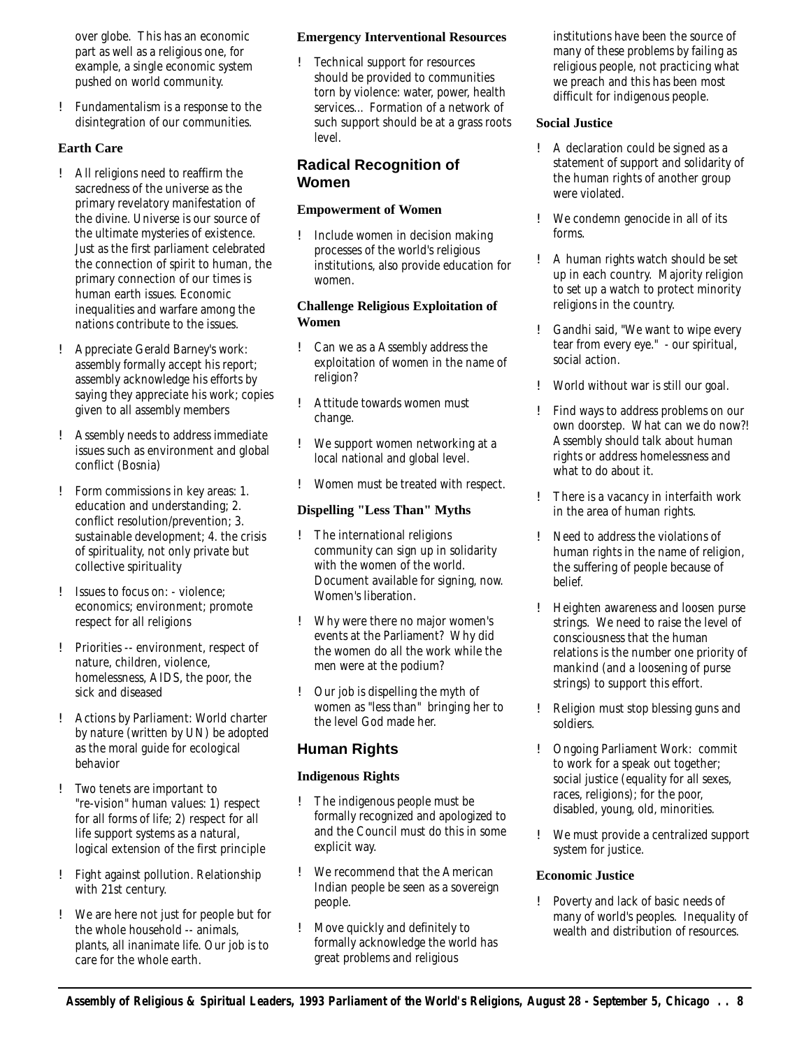over globe. This has an economic part as well as a religious one, for example, a single economic system pushed on world community.

- Fundamentalism is a response to the disintegration of our communities.

### Earth Care

- All religions need to reaffirm the sacredness of the universe as the primary revelatory manifestation of the divine. Universe is our source of the ultimate mysteries of existence. Just as the first parliament celebrated the connection of spirit to human, the primary connection of our times is human earth issues. Economic inequalities and warfare among the nations contribute to the issues.
- Appreciate Gerald Barney's work: assembly formally accept his report; assembly acknowledge his efforts by saying they appreciate his work; copies given to all assembly members
- Assembly needs to address immediate issues such as environment and global conflict (Bosnia)
- Form commissions in key areas: 1. education and understanding; 2. conflict resolution/prevention; 3. sustainable development; 4. the crisis of spirituality, not only private but collective spirituality
- Issues to focus on: - violence; economics; environment; promote respect for all religions
- Priorities -- environment, respect of nature, children, violence, homelessness, AIDS, the poor, the sick and diseased
- Actions by Parliament: World charter by nature (written by UN) be adopted as the moral guide for ecological behavior
- Two tenets are important to "re-vision" human values: 1) respect for all forms of life; 2) respect for all life support systems as a natural, logical extension of the first principle
- Fight against pollution. Relationship with 21st century.
- We are here not just for people but for the whole household -- animals, plants, all inanimate life. Our job is to care for the whole earth.

### Emergency Interventional Resources

- Technical support for resources should be provided to communities torn by violence: water, power, health services... Formation of a network of such support should be at a grass roots level.

## Radical Recognition of Women

### Empowerment of Women

- Include women in decision making processes of the world's religious institutions, also provide education for women.

### Challenge Religious Exploitation of Women

- Can we as a Assembly address the exploitation of women in the name of religion?
- Attitude towards women must change.
- We support women networking at a local national and global level.
- Women must be treated with respect.

### Dispelling "Less Than" Myths

- The international religions community can sign up in solidarity with the women of the world. Document available for signing, now. Women's liberation.
- Why were there no major women's events at the Parliament? Why did the women do all the work while the men were at the podium?
- Our job is dispelling the myth of women as "less than" bringing her to the level God made her.

## Human Rights

### Indigenous Rights

- The indigenous people must be formally recognized and apologized to and the Council must do this in some explicit way.
- We recommend that the American Indian people be seen as a sovereign people.
- Move quickly and definitely to formally acknowledge the world has great problems and religious institutions have been the source of many of these problems by failing as religious people, not practicing what we preach and this has been most difficult for indigenous people.

### Social Justice

- A declaration could be signed as a statement of support and solidarity of the human rights of another group were violated.
- We condemn genocide in all of its forms.
- A human rights watch should be set up in each country. Majority religion to set up a watch to protect minority religions in the country.
- Gandhi said, "We want to wipe every tear from every eye." - our spiritual, social action.
- World without war is still our goal.
- Find ways to address problems on our own doorstep. What can we do now?! Assembly should talk about human rights or address homelessness and what to do about it.
- There is a vacancy in interfaith work in the area of human rights.
- Need to address the violations of human rights in the name of religion, the suffering of people because of belief.
- Heighten awareness and loosen purse strings. We need to raise the level of consciousness that the human relations is the number one priority of mankind (and a loosening of purse strings) to support this effort.
- Religion must stop blessing guns and soldiers.
- Ongoing Parliament Work: commit to work for a speak out together; social justice (equality for all sexes, races, religions); for the poor, disabled, young, old, minorities.
- We must provide a centralized support system for justice.

### Economic Justice

- Poverty and lack of basic needs of many of world's peoples. Inequality of wealth and distribution of resources.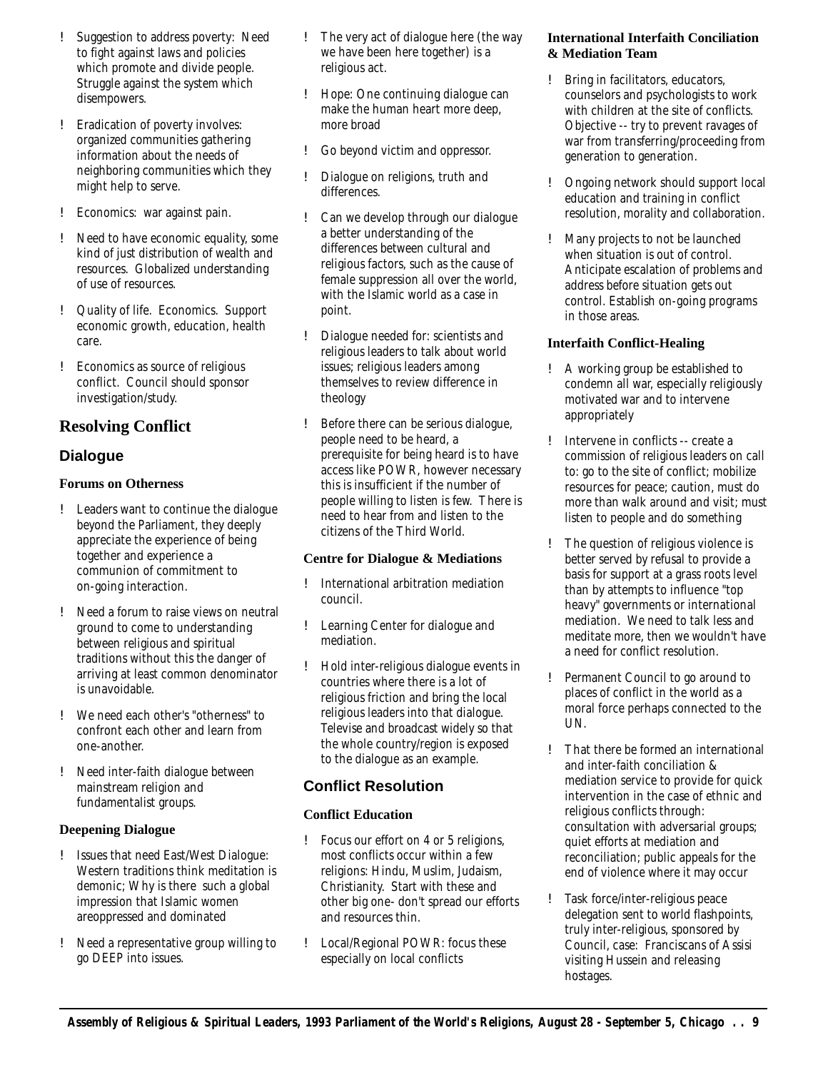- Suggestion to address poverty: Need to fight against laws and policies which promote and divide people. Struggle against the system which disempowers.
- Eradication of poverty involves: organized communities gathering information about the needs of neighboring communities which they might help to serve.
- Economics: war against pain.
- Need to have economic equality, some kind of just distribution of wealth and resources. Globalized understanding of use of resources.
- Quality of life. Economics. Support economic growth, education, health care.
- Economics as source of religious conflict. Council should sponsor investigation/study.

## Resolving Conflict

### Dialogue

#### Forums on Otherness

- Leaders want to continue the dialogue beyond the Parliament, they deeply appreciate the experience of being together and experience a communion of commitment to on-going interaction.
- Need a forum to raise views on neutral ground to come to understanding between religious and spiritual traditions without this the danger of arriving at least common denominator is unavoidable.
- We need each other's "otherness" to confront each other and learn from one-another.
- Need inter-faith dialogue between mainstream religion and fundamentalist groups.

#### Deepening Dialogue

- Issues that need East/West Dialogue: Western traditions think meditation is demonic; Why is there such a global impression that Islamic women areoppressed and dominated
- Need a representative group willing to go DEEP into issues.
- The very act of dialogue here (the way we have been here together) is a religious act.
- Hope: One continuing dialogue can make the human heart more deep, more broad
- Go beyond victim and oppressor.
- Dialogue on religions, truth and differences.
- Can we develop through our dialogue a better understanding of the differences between cultural and religious factors, such as the cause of female suppression all over the world, with the Islamic world as a case in point.
- Dialogue needed for: scientists and religious leaders to talk about world issues; religious leaders among themselves to review difference in theology
- Before there can be serious dialogue, people need to be heard, a prerequisite for being heard is to have access like POWR, however necessary this is insufficient if the number of people willing to listen is few. There is need to hear from and listen to the citizens of the Third World.

#### Centre for Dialogue & Mediations

- International arbitration mediation council.
- Learning Center for dialogue and mediation.
- Hold inter-religious dialogue events in countries where there is a lot of religious friction and bring the local religious leaders into that dialogue. Televise and broadcast widely so that the whole country/region is exposed to the dialogue as an example.

### Conflict Resolution

#### Conflict Education

- Focus our effort on 4 or 5 religions, most conflicts occur within a few religions: Hindu, Muslim, Judaism, Christianity. Start with these and other big one- don't spread our efforts and resources thin.
- Local/Regional POWR: focus these especially on local conflicts

#### International Interfaith Conciliation & Mediation Team

- Bring in facilitators, educators, counselors and psychologists to work with children at the site of conflicts. Objective -- try to prevent ravages of war from transferring/proceeding from generation to generation.
- Ongoing network should support local education and training in conflict resolution, morality and collaboration.
- Many projects to not be launched when situation is out of control. Anticipate escalation of problems and address before situation gets out control. Establish on-going programs in those areas.

#### Interfaith Conflict-Healing

- A working group be established to condemn all war, especially religiously motivated war and to intervene appropriately
- Intervene in conflicts -- create a commission of religious leaders on call to: go to the site of conflict; mobilize resources for peace; caution, must do more than walk around and visit; must listen to people and do something
- The question of religious violence is better served by refusal to provide a basis for support at a grass roots level than by attempts to influence "top heavy" governments or international mediation. We need to talk less and meditate more, then we wouldn't have a need for conflict resolution.
- Permanent Council to go around to places of conflict in the world as a moral force perhaps connected to the UN.
- That there be formed an international and inter-faith conciliation & mediation service to provide for quick intervention in the case of ethnic and religious conflicts through: consultation with adversarial groups; quiet efforts at mediation and reconciliation; public appeals for the end of violence where it may occur
- Task force/inter-religious peace delegation sent to world flashpoints, truly inter-religious, sponsored by Council, case: Franciscans of Assisi visiting Hussein and releasing hostages.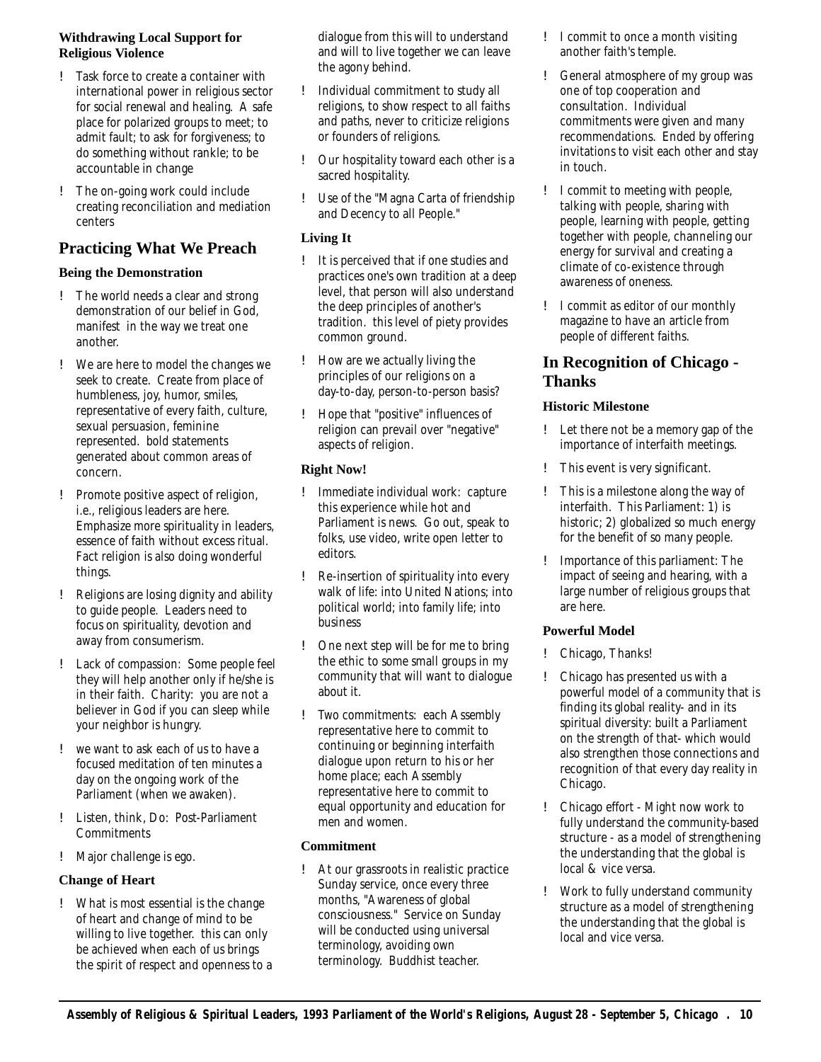### Withdrawing Local Support for Religious Violence

- Task force to create a container with international power in religious sector for social renewal and healing. A safe place for polarized groups to meet; to admit fault; to ask for forgiveness; to do something without rankle; to be accountable in change
- The on-going work could include creating reconciliation and mediation centers

## Practicing What We Preach

### Being the Demonstration

- The world needs a clear and strong demonstration of our belief in God, manifest in the way we treat one another.
- We are here to model the changes we seek to create. Create from place of humbleness, joy, humor, smiles, representative of every faith, culture, sexual persuasion, feminine represented. bold statements generated about common areas of concern.
- Promote positive aspect of religion, i.e., religious leaders are here. Emphasize more spirituality in leaders, essence of faith without excess ritual. Fact religion is also doing wonderful things.
- Religions are losing dignity and ability to guide people. Leaders need to focus on spirituality, devotion and away from consumerism.
- Lack of compassion: Some people feel they will help another only if he/she is in their faith. Charity: you are not a believer in God if you can sleep while your neighbor is hungry.
- we want to ask each of us to have a focused meditation of ten minutes a day on the ongoing work of the Parliament (when we awaken).
- Listen, think, Do: Post-Parliament Commitments
- Major challenge is ego.

### Change of Heart

- What is most essential is the change of heart and change of mind to be willing to live together. this can only be achieved when each of us brings the spirit of respect and openness to a dialogue from this will to understand and will to live together we can leave the agony behind.
- Individual commitment to study all religions, to show respect to all faiths and paths, never to criticize religions or founders of religions.
- Our hospitality toward each other is a sacred hospitality.
- Use of the "Magna Carta of friendship and Decency to all People."

### Living It

- It is perceived that if one studies and practices one's own tradition at a deep level, that person will also understand the deep principles of another's tradition. this level of piety provides common ground.
- How are we actually living the principles of our religions on a day-to-day, person-to-person basis?
- Hope that "positive" influences of religion can prevail over "negative" aspects of religion.

### Right Now!

- Immediate individual work: capture this experience while hot and Parliament is news. Go out, speak to folks, use video, write open letter to editors.
- Re-insertion of spirituality into every walk of life: into United Nations; into political world; into family life; into business
- One next step will be for me to bring the ethic to some small groups in my community that will want to dialogue about it.
- Two commitments: each Assembly representative here to commit to continuing or beginning interfaith dialogue upon return to his or her home place; each Assembly representative here to commit to equal opportunity and education for men and women.

### Commitment

- At our grassroots in realistic practice Sunday service, once every three months, "Awareness of global consciousness." Service on Sunday will be conducted using universal terminology, avoiding own terminology. Buddhist teacher.
- I commit to once a month visiting another faith's temple.
- General atmosphere of my group was one of top cooperation and consultation. Individual commitments were given and many recommendations. Ended by offering invitations to visit each other and stay in touch.
- I commit to meeting with people, talking with people, sharing with people, learning with people, getting together with people, channeling our energy for survival and creating a climate of co-existence through awareness of oneness.
- I commit as editor of our monthly magazine to have an article from people of different faiths.

## In Recognition of Chicago - Thanks

### Historic Milestone

- Let there not be a memory gap of the importance of interfaith meetings.
- This event is very significant.
- This is a milestone along the way of interfaith. This Parliament: 1) is historic; 2) globalized so much energy for the benefit of so many people.
- Importance of this parliament: The impact of seeing and hearing, with a large number of religious groups that are here.

### Powerful Model

- Chicago, Thanks!
- Chicago has presented us with a powerful model of a community that is finding its global reality- and in its spiritual diversity: built a Parliament on the strength of that- which would also strengthen those connections and recognition of that every day reality in Chicago.
- Chicago effort - Might now work to fully understand the community-based structure - as a model of strengthening the understanding that the global is local & vice versa.
- Work to fully understand community structure as a model of strengthening the understanding that the global is local and vice versa.